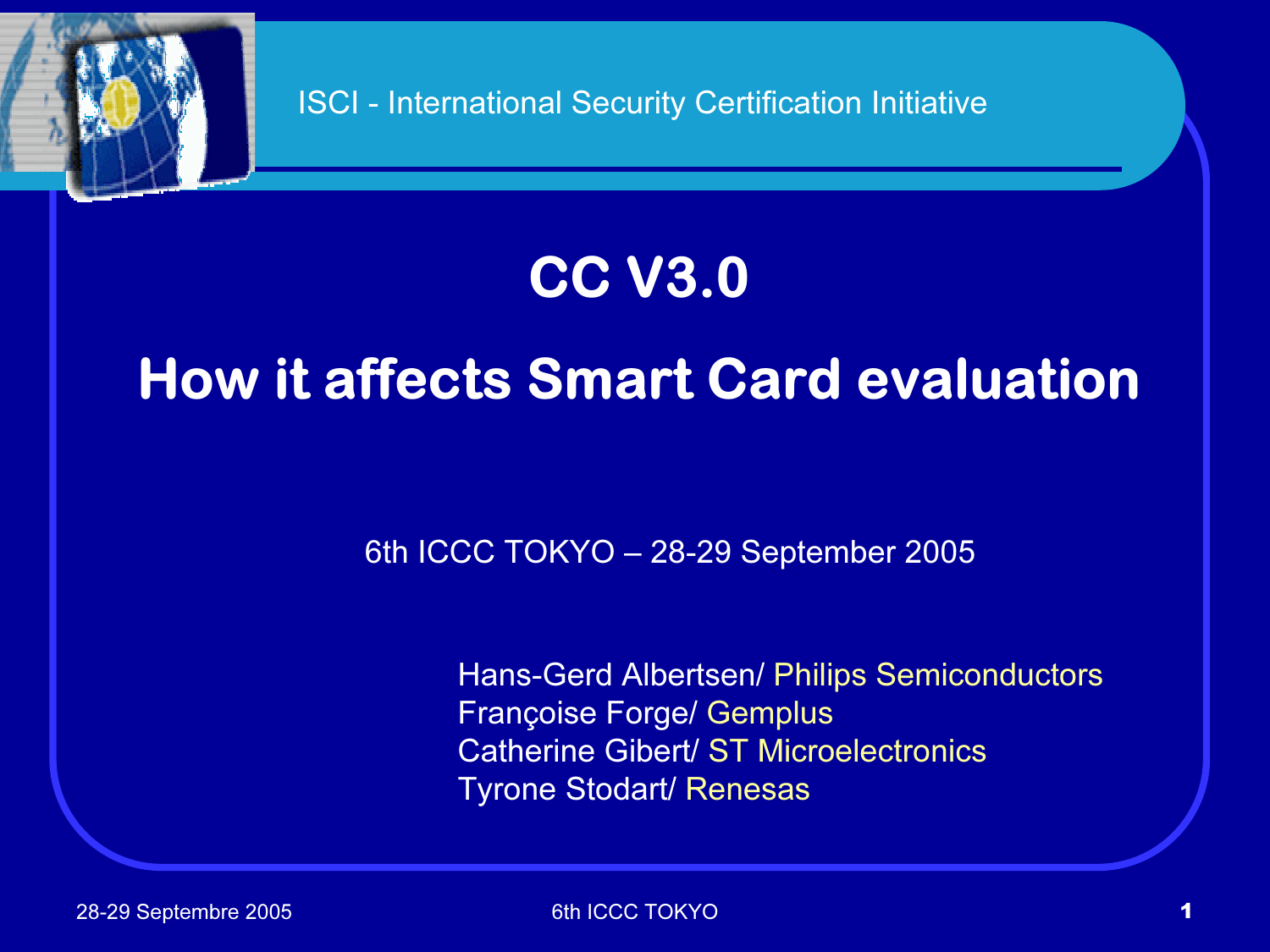ISCI - International Security Certification Initiative

# CC V3.0

# How it affects Smart Card evaluation

6th ICCC TOKYO – 28-29 September 2005

Hans-Gerd Albertsen/ Philips Semiconductors
Françoise Forge/ Gemplus
Catherine Gibert/ ST Microelectronics
Tyrone Stodart/ Renesas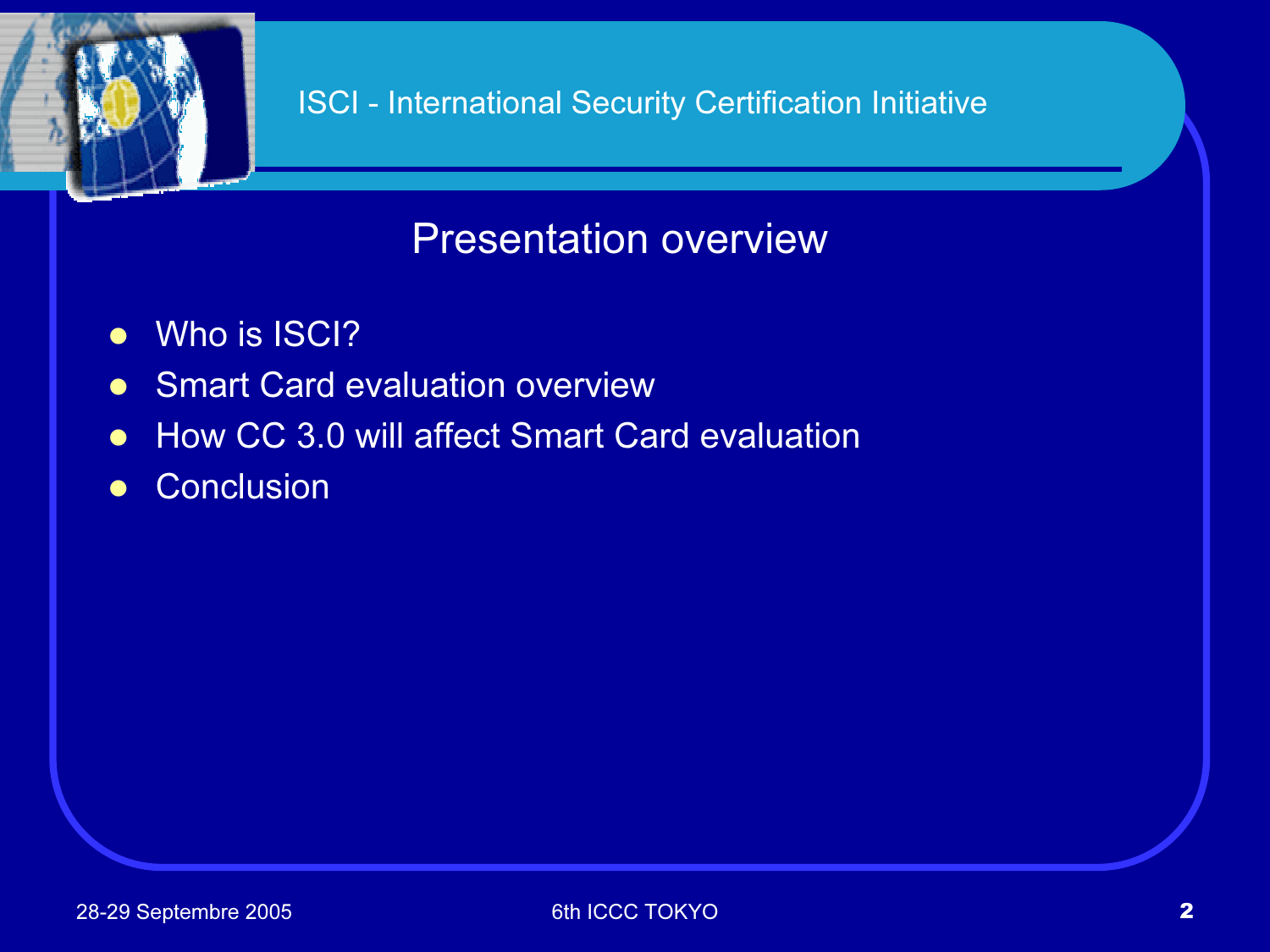# Presentation overview

- Who is ISCI?
- Smart Card evaluation overview
- How CC 3.0 will affect Smart Card evaluation
- Conclusion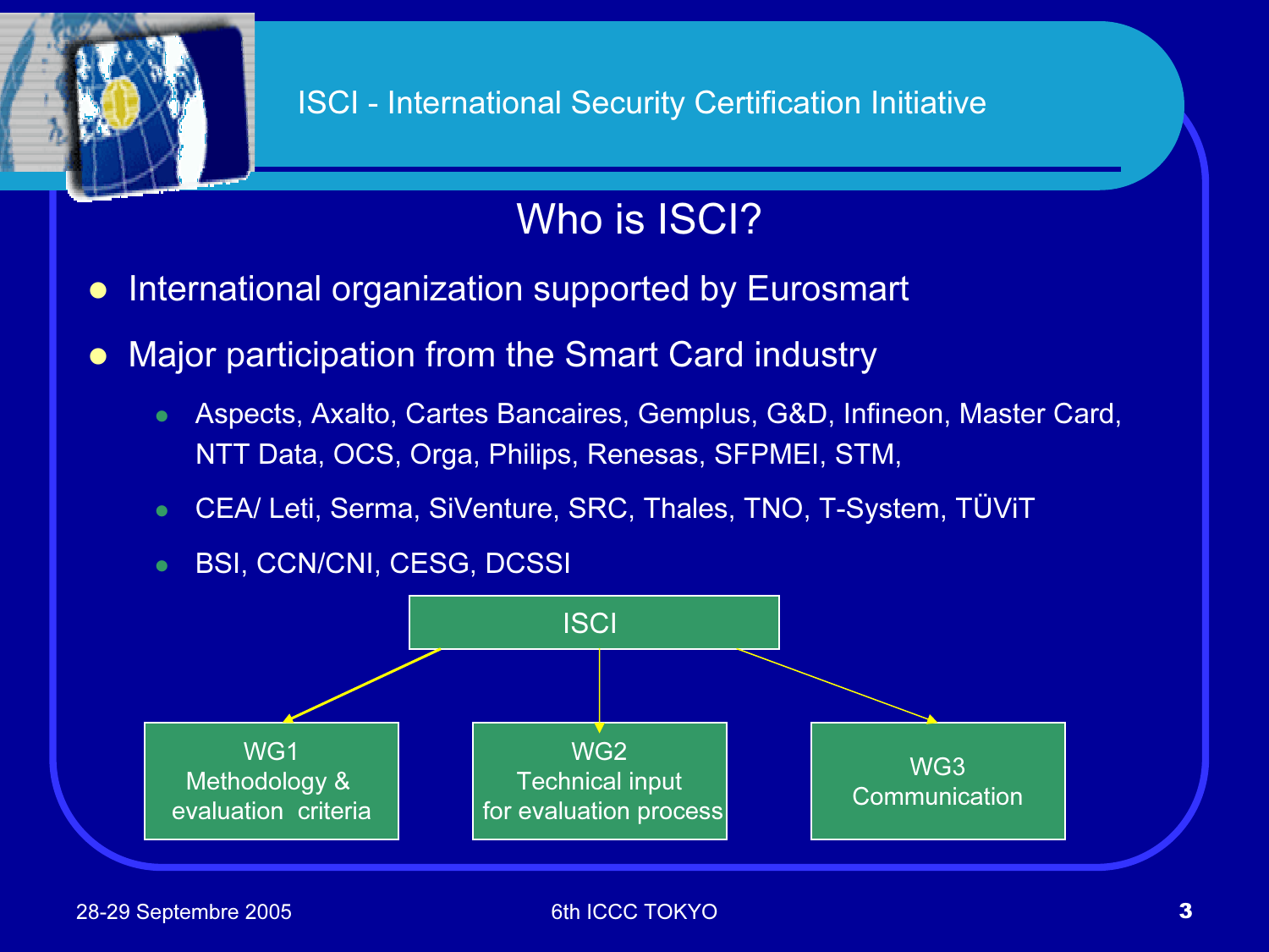## Who is ISCI?

- International organization supported by Eurosmart
- Major participation from the Smart Card industry
  - Aspects, Axalto, Cartes Bancaires, Gemplus, G&D, Infineon, Master Card, NTT Data, OCS, Orga, Philips, Renesas, SFPMEI, STM,
  - CEA/ Leti, Serma, SiVenture, SRC, Thales, TNO, T-System, TÜViT
  - BSI, CCN/CNI, CESG, DCSSI

ISCI

- WG1 Methodology & evaluation criteria
- WG2 Technical input for evaluation process
- WG3 Communication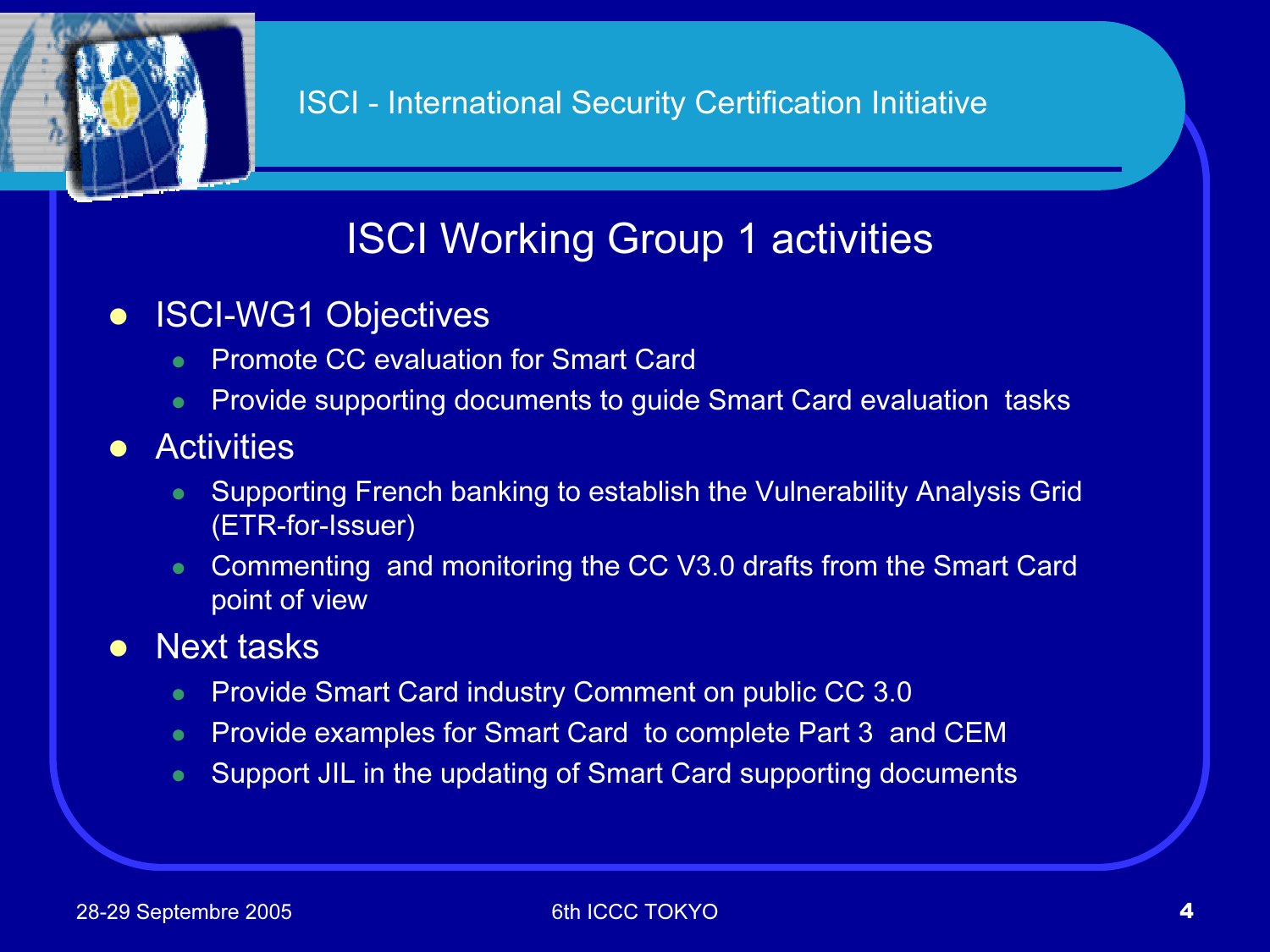ISCI - International Security Certification Initiative

# ISCI Working Group 1 activities

- ISCI-WG1 Objectives
  - Promote CC evaluation for Smart Card
  - Provide supporting documents to guide Smart Card evaluation tasks
- Activities
  - Supporting French banking to establish the Vulnerability Analysis Grid (ETR-for-Issuer)
  - Commenting and monitoring the CC V3.0 drafts from the Smart Card point of view
- Next tasks
  - Provide Smart Card industry Comment on public CC 3.0
  - Provide examples for Smart Card to complete Part 3 and CEM
  - Support JIL in the updating of Smart Card supporting documents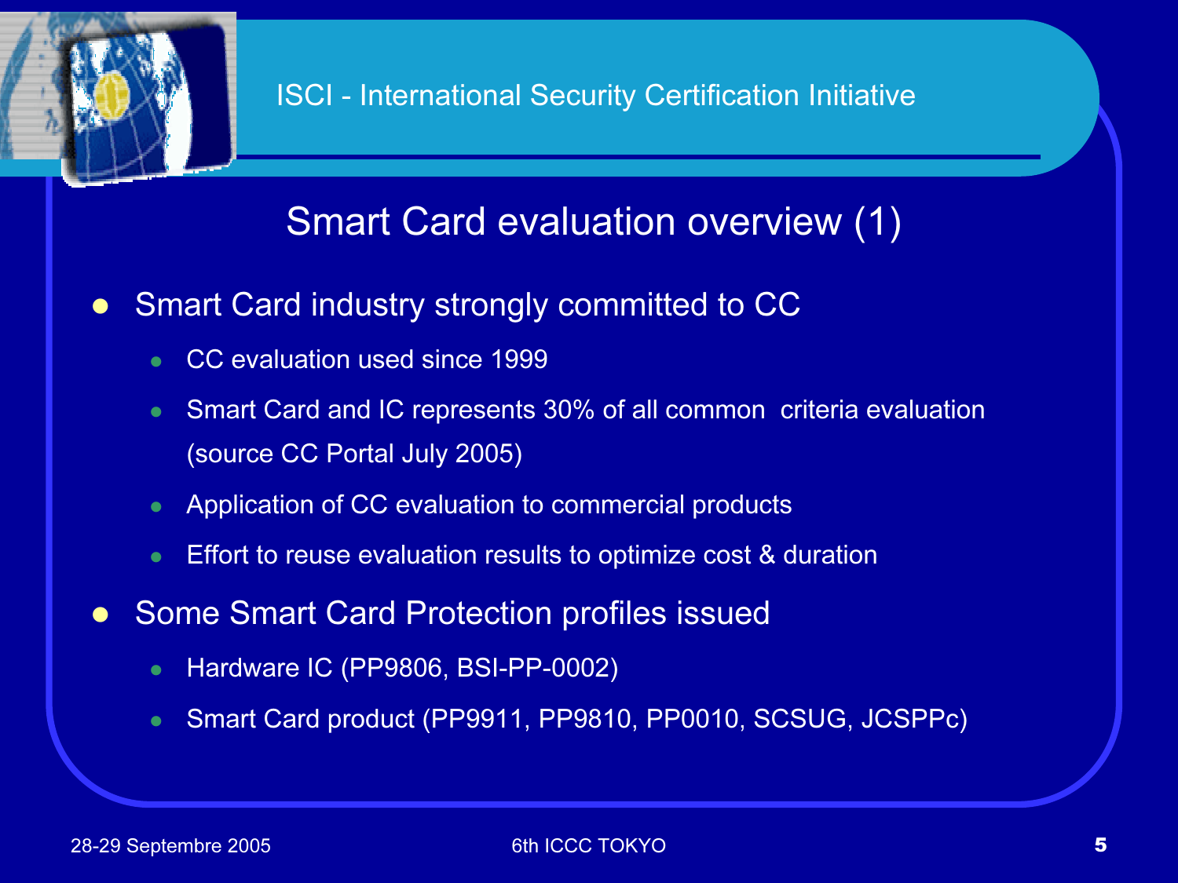# Smart Card evaluation overview (1)

- Smart Card industry strongly committed to CC
  - CC evaluation used since 1999
  - Smart Card and IC represents 30% of all common criteria evaluation (source CC Portal July 2005)
  - Application of CC evaluation to commercial products
  - Effort to reuse evaluation results to optimize cost & duration
- Some Smart Card Protection profiles issued
  - Hardware IC (PP9806, BSI-PP-0002)
  - Smart Card product (PP9911, PP9810, PP0010, SCSUG, JCSPPc)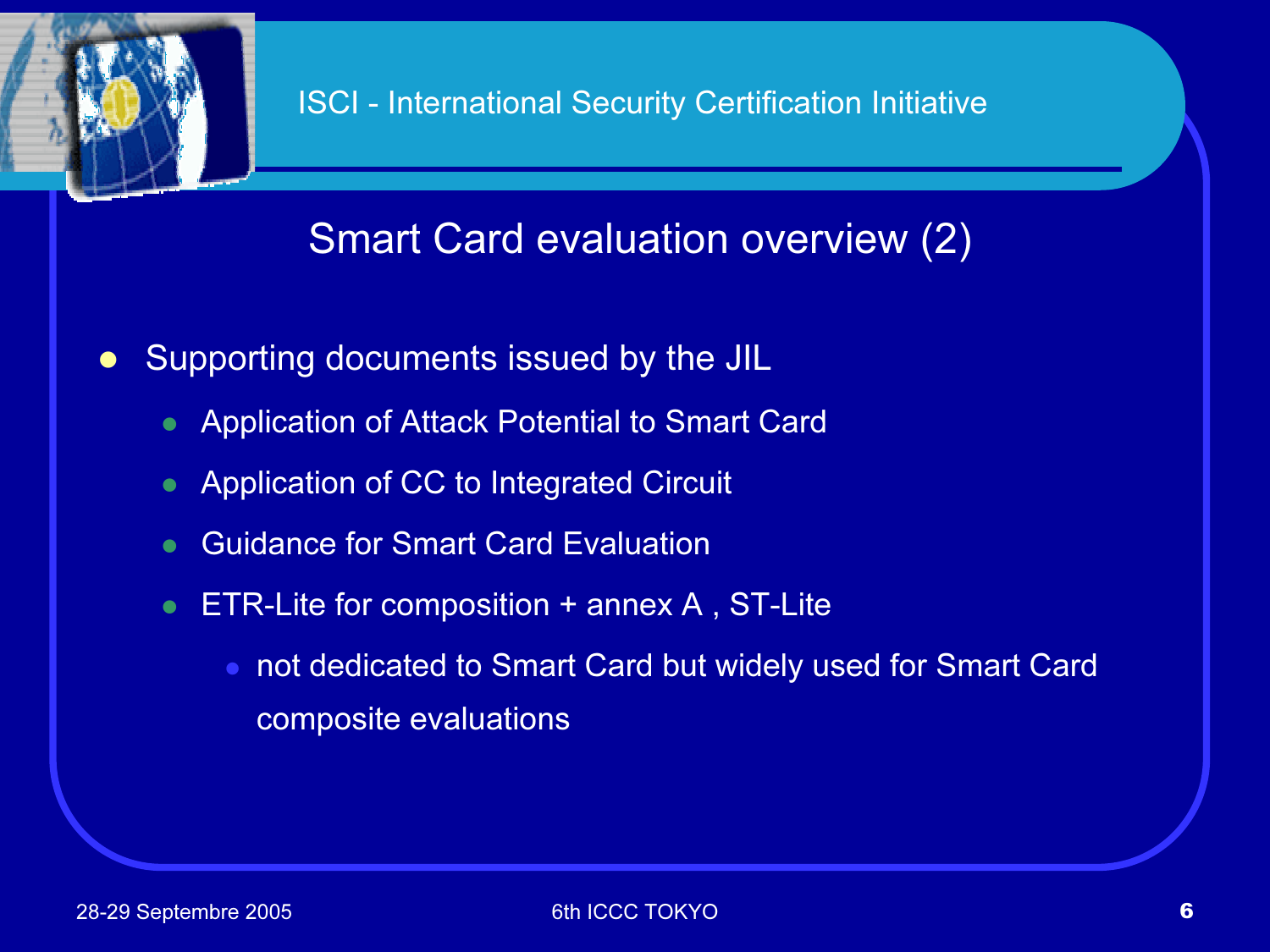## Smart Card evaluation overview (2)

- Supporting documents issued by the JIL
  - Application of Attack Potential to Smart Card
  - Application of CC to Integrated Circuit
  - Guidance for Smart Card Evaluation
  - ETR-Lite for composition + annex A , ST-Lite
    - not dedicated to Smart Card but widely used for Smart Card composite evaluations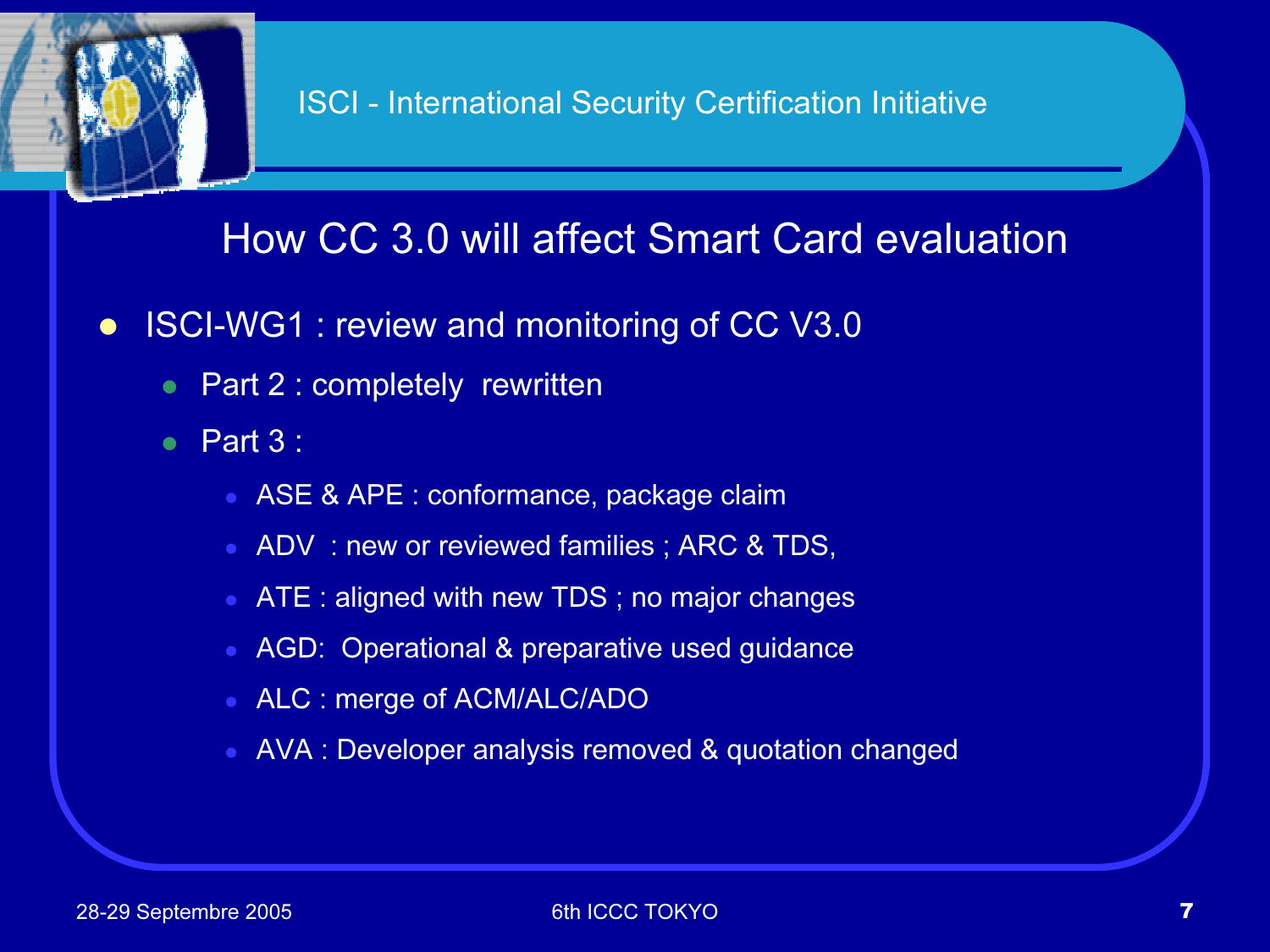## How CC 3.0 will affect Smart Card evaluation

- ISCI-WG1 : review and monitoring of CC V3.0
  - Part 2 : completely rewritten
  - Part 3 :
    - ASE & APE : conformance, package claim
    - ADV : new or reviewed families ; ARC & TDS,
    - ATE : aligned with new TDS ; no major changes
    - AGD: Operational & preparative used guidance
    - ALC : merge of ACM/ALC/ADO
    - AVA : Developer analysis removed & quotation changed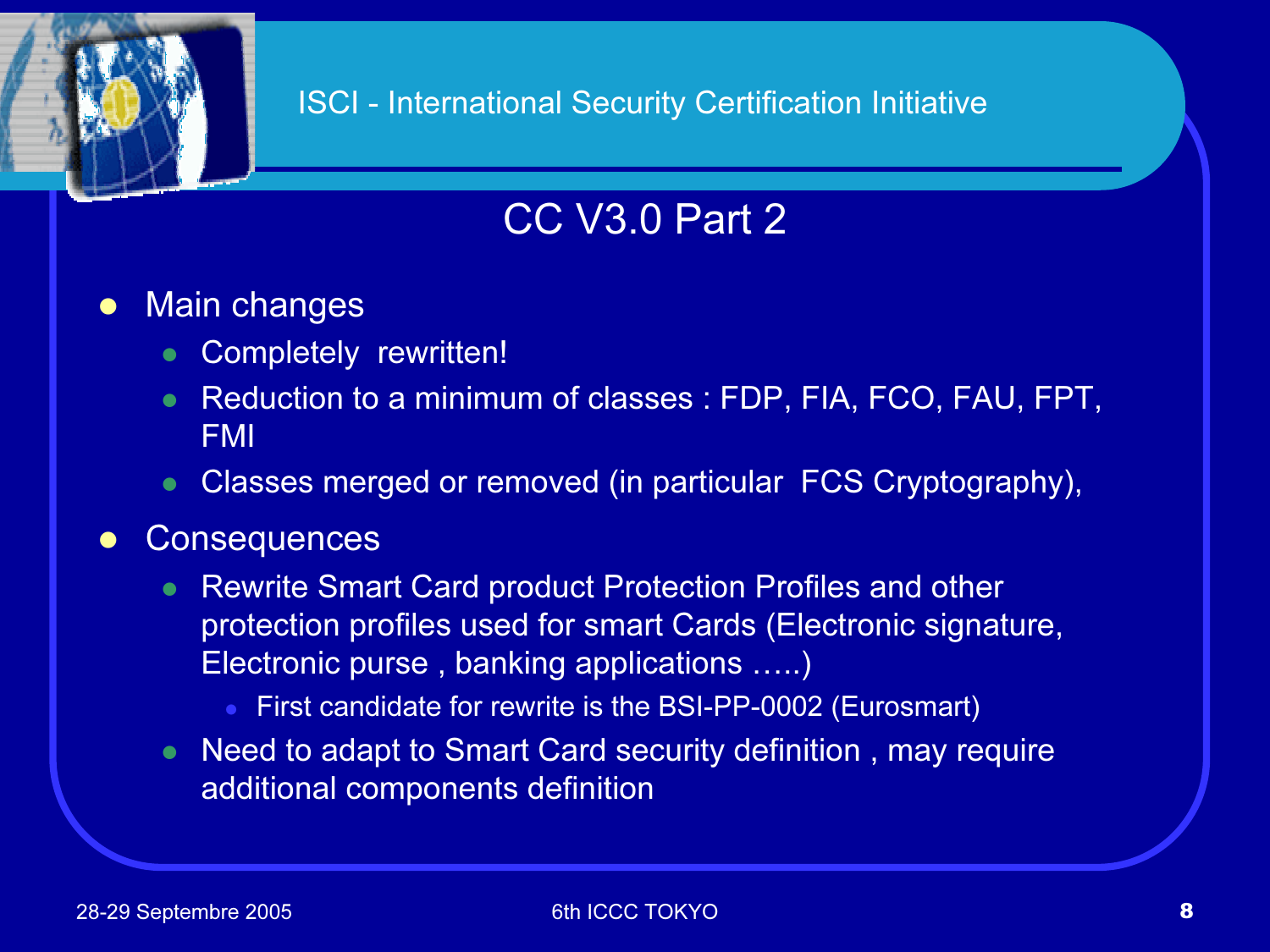# CC V3.0 Part 2

- Main changes
  - Completely rewritten!
  - Reduction to a minimum of classes : FDP, FIA, FCO, FAU, FPT, FMI
  - Classes merged or removed (in particular FCS Cryptography),
- Consequences
  - Rewrite Smart Card product Protection Profiles and other protection profiles used for smart Cards (Electronic signature, Electronic purse , banking applications …..)
    - First candidate for rewrite is the BSI-PP-0002 (Eurosmart)
  - Need to adapt to Smart Card security definition , may require additional components definition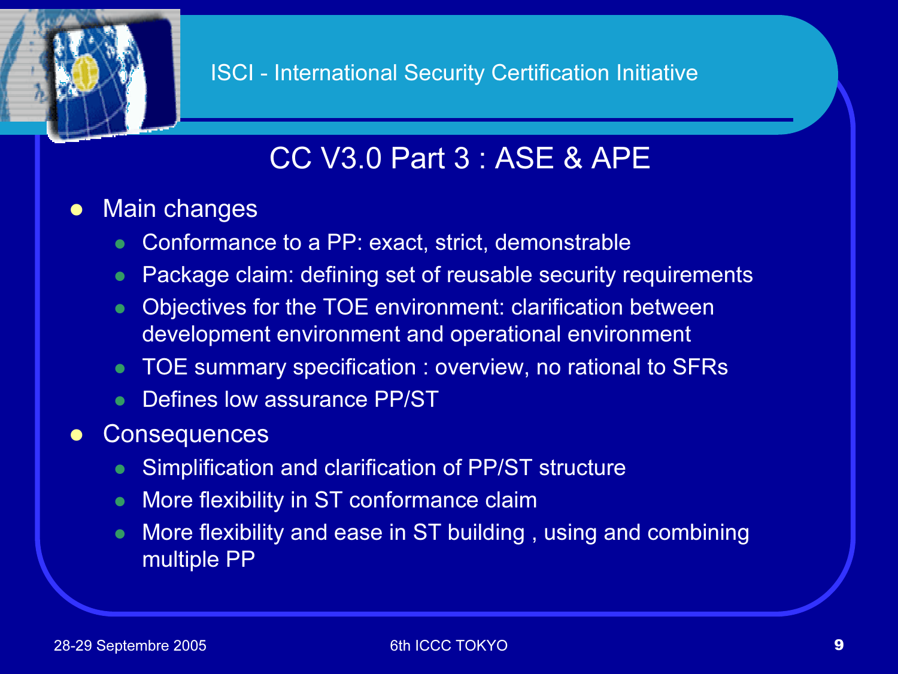## CC V3.0 Part 3 : ASE & APE

- Main changes
  - Conformance to a PP: exact, strict, demonstrable
  - Package claim: defining set of reusable security requirements
  - Objectives for the TOE environment: clarification between development environment and operational environment
  - TOE summary specification : overview, no rational to SFRs
  - Defines low assurance PP/ST
- Consequences
  - Simplification and clarification of PP/ST structure
  - More flexibility in ST conformance claim
  - More flexibility and ease in ST building , using and combining multiple PP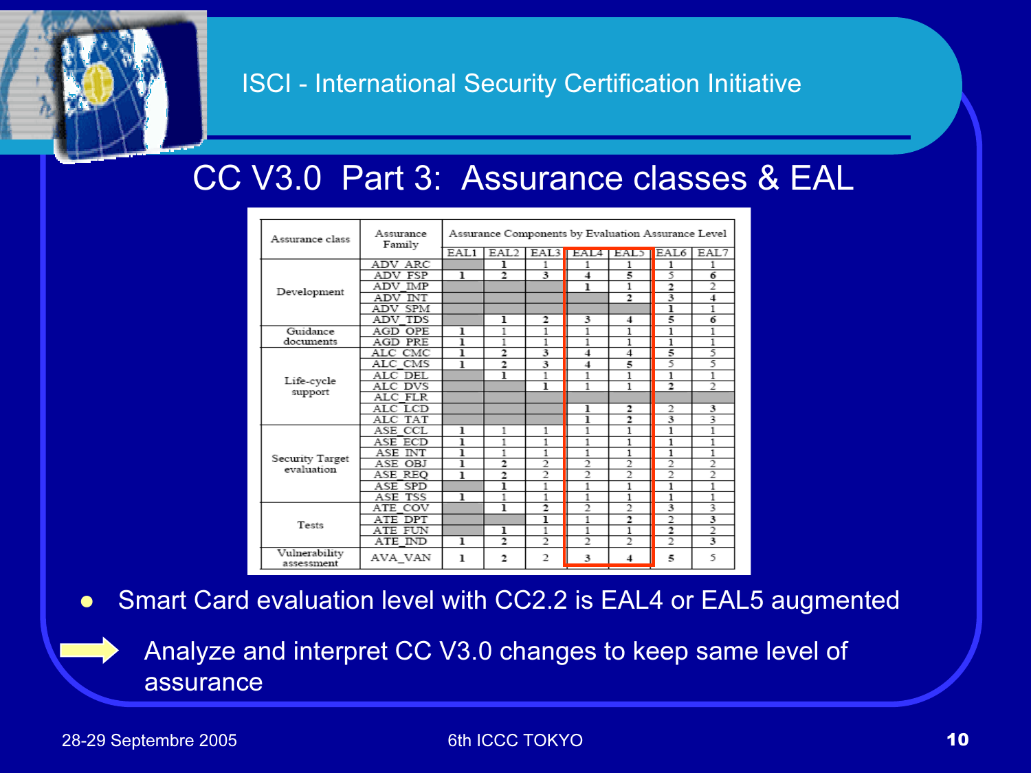ISCI - International Security Certification Initiative

# CC V3.0 Part 3: Assurance classes & EAL

| Assurance class | Assurance Family | Assurance Components by Evaluation Assurance Level | | | | | | |
|---|---|---|---|---|---|---|---|---|
| | | EAL1 | EAL2 | EAL3 | EAL4 | EAL5 | EAL6 | EAL7 |
| Development | ADV_ARC | | 1 | 1 | 1 | 1 | 1 | 1 |
| | ADV_FSP | 1 | 2 | 3 | 4 | 5 | 5 | 6 |
| | ADV_IMP | | | | 1 | 1 | 2 | 2 |
| | ADV_INT | | | | | 2 | 3 | 4 |
| | ADV_SPM | | | | | | 1 | 1 |
| | ADV_TDS | | 1 | 2 | 3 | 4 | 5 | 6 |
| Guidance documents | AGD_OPE | 1 | 1 | 1 | 1 | 1 | 1 | 1 |
| | AGD_PRE | 1 | 1 | 1 | 1 | 1 | 1 | 1 |
| Life-cycle support | ALC_CMC | 1 | 2 | 3 | 4 | 4 | 5 | 5 |
| | ALC_CMS | 1 | 2 | 3 | 4 | 5 | 5 | 5 |
| | ALC_DEL | | 1 | 1 | 1 | 1 | 1 | 1 |
| | ALC_DVS | | | 1 | 1 | 1 | 2 | 2 |
| | ALC_FLR | | | | | | | |
| | ALC_LCD | | | | 1 | 2 | 2 | 3 |
| | ALC_TAT | | | | 1 | 2 | 3 | 3 |
| Security Target evaluation | ASE_CCL | 1 | 1 | 1 | 1 | 1 | 1 | 1 |
| | ASE_ECD | 1 | 1 | 1 | 1 | 1 | 1 | 1 |
| | ASE_INT | 1 | 1 | 1 | 1 | 1 | 1 | 1 |
| | ASE_OBJ | 1 | 2 | 2 | 2 | 2 | 2 | 2 |
| | ASE_REQ | 1 | 2 | 2 | 2 | 2 | 2 | 2 |
| | ASE_SPD | | 1 | 1 | 1 | 1 | 1 | 1 |
| | ASE_TSS | 1 | 1 | 1 | 1 | 1 | 1 | 1 |
| Tests | ATE_COV | | 1 | 2 | 2 | 2 | 3 | 3 |
| | ATE_DPT | | | 1 | 1 | 2 | 2 | 3 |
| | ATE_FUN | | 1 | 1 | 1 | 1 | 2 | 2 |
| | ATE_IND | 1 | 2 | 2 | 2 | 2 | 2 | 3 |
| Vulnerability assessment | AVA_VAN | 1 | 2 | 2 | 3 | 4 | 5 | 5 |

- Smart Card evaluation level with CC2.2 is EAL4 or EAL5 augmented

➡ Analyze and interpret CC V3.0 changes to keep same level of assurance

28-29 Septembre 2005 — 6th ICCC TOKYO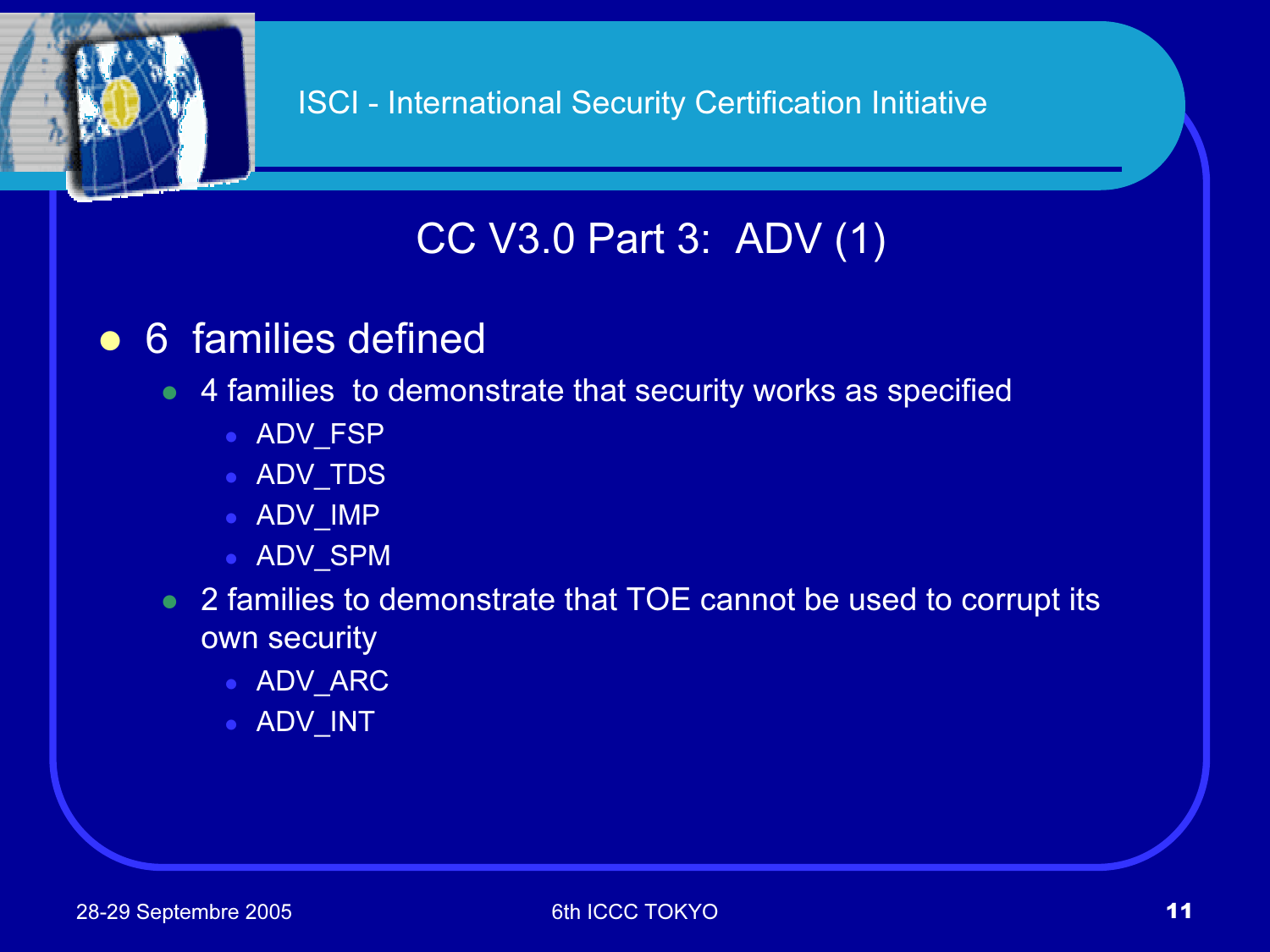## CC V3.0 Part 3: ADV (1)

- 6 families defined
  - 4 families to demonstrate that security works as specified
    - ADV_FSP
    - ADV_TDS
    - ADV_IMP
    - ADV_SPM
  - 2 families to demonstrate that TOE cannot be used to corrupt its own security
    - ADV_ARC
    - ADV_INT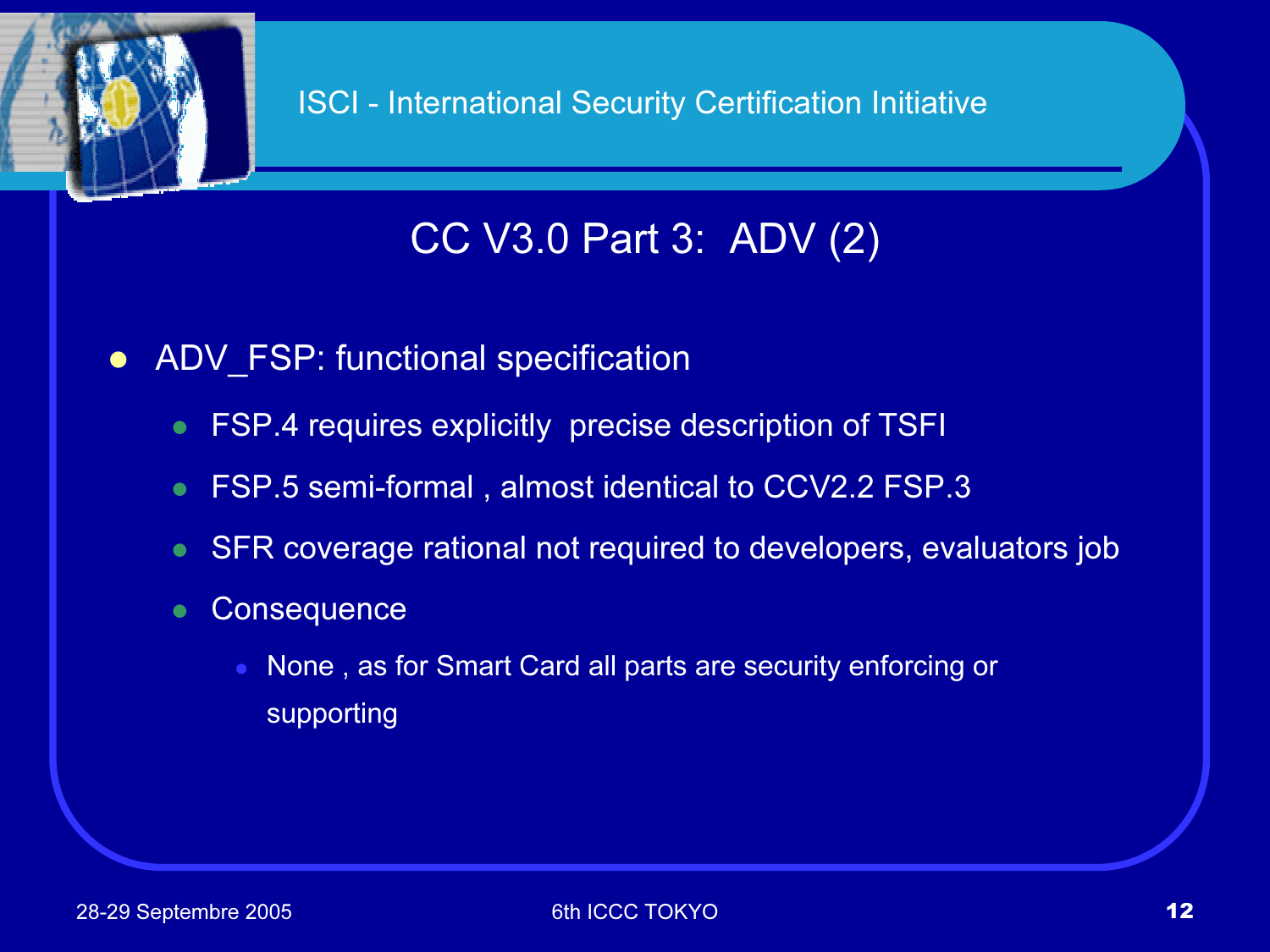## CC V3.0 Part 3: ADV (2)

- ADV_FSP: functional specification
  - FSP.4 requires explicitly precise description of TSFI
  - FSP.5 semi-formal , almost identical to CCV2.2 FSP.3
  - SFR coverage rational not required to developers, evaluators job
  - Consequence
    - None , as for Smart Card all parts are security enforcing or supporting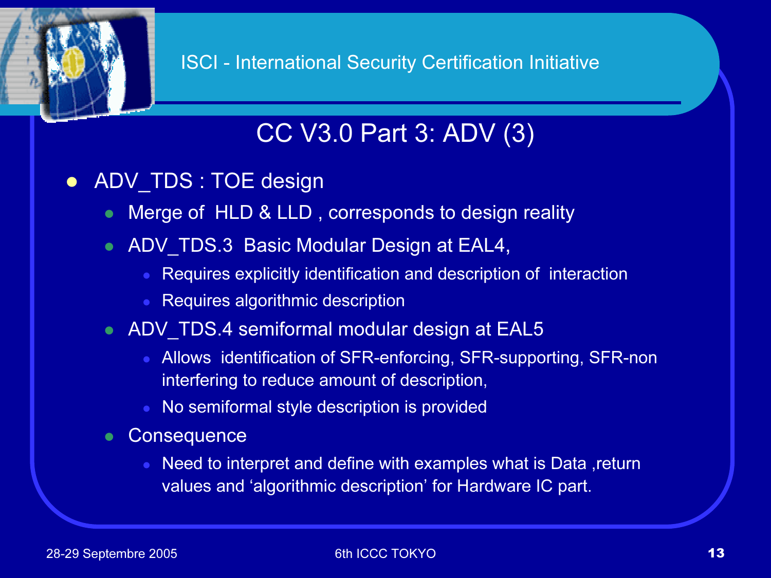## CC V3.0 Part 3: ADV (3)

- ADV_TDS : TOE design
  - Merge of  HLD & LLD , corresponds to design reality
  - ADV_TDS.3  Basic Modular Design at EAL4,
    - Requires explicitly identification and description of  interaction
    - Requires algorithmic description
  - ADV_TDS.4 semiformal modular design at EAL5
    - Allows  identification of SFR-enforcing, SFR-supporting, SFR-non interfering to reduce amount of description,
    - No semiformal style description is provided
  - Consequence
    - Need to interpret and define with examples what is Data ,return values and ‘algorithmic description’ for Hardware IC part.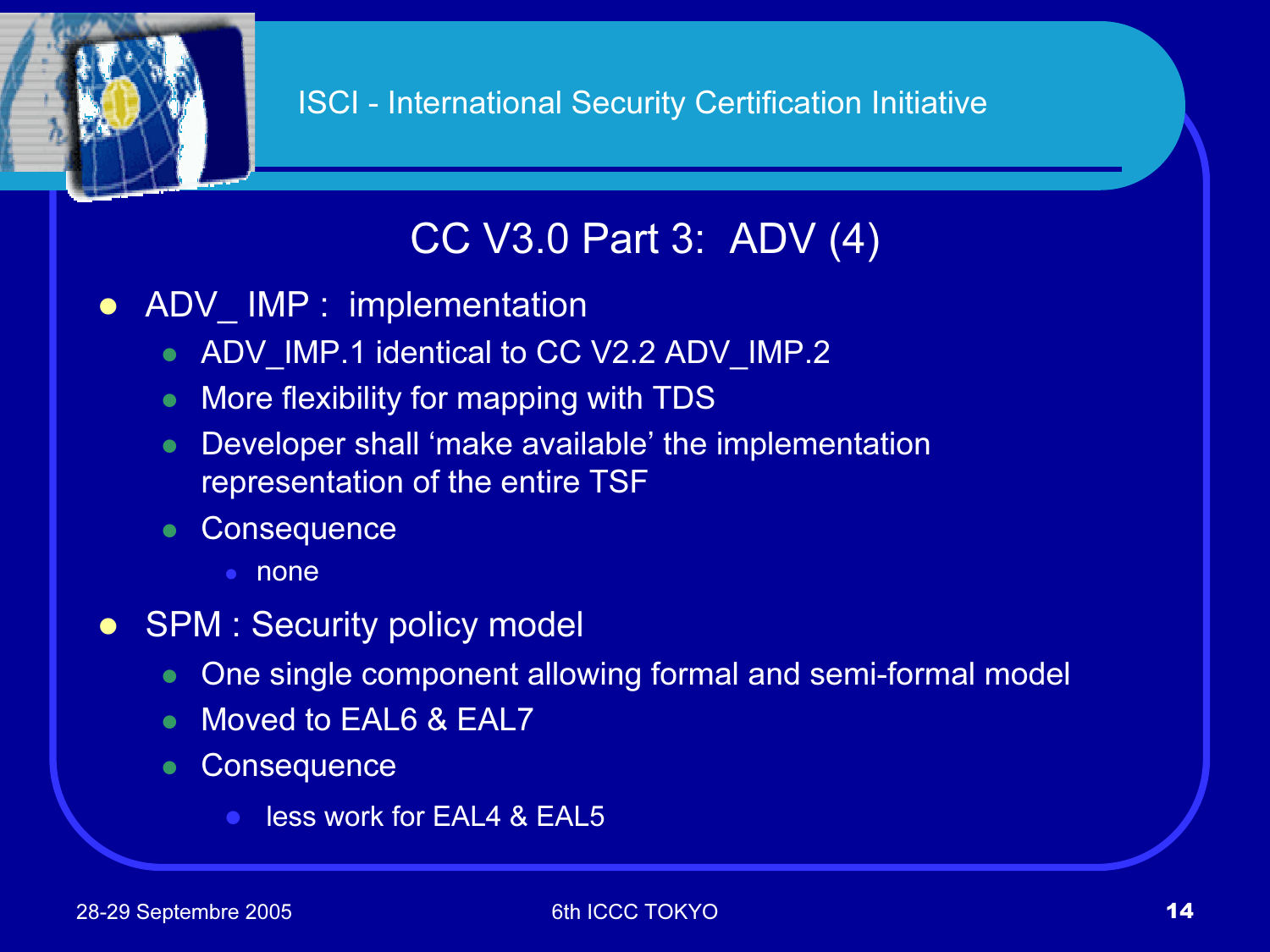## CC V3.0 Part 3: ADV (4)

- ADV_ IMP : implementation
  - ADV_IMP.1 identical to CC V2.2 ADV_IMP.2
  - More flexibility for mapping with TDS
  - Developer shall ‘make available’ the implementation representation of the entire TSF
  - Consequence
    - none
- SPM : Security policy model
  - One single component allowing formal and semi-formal model
  - Moved to EAL6 & EAL7
  - Consequence
    - less work for EAL4 & EAL5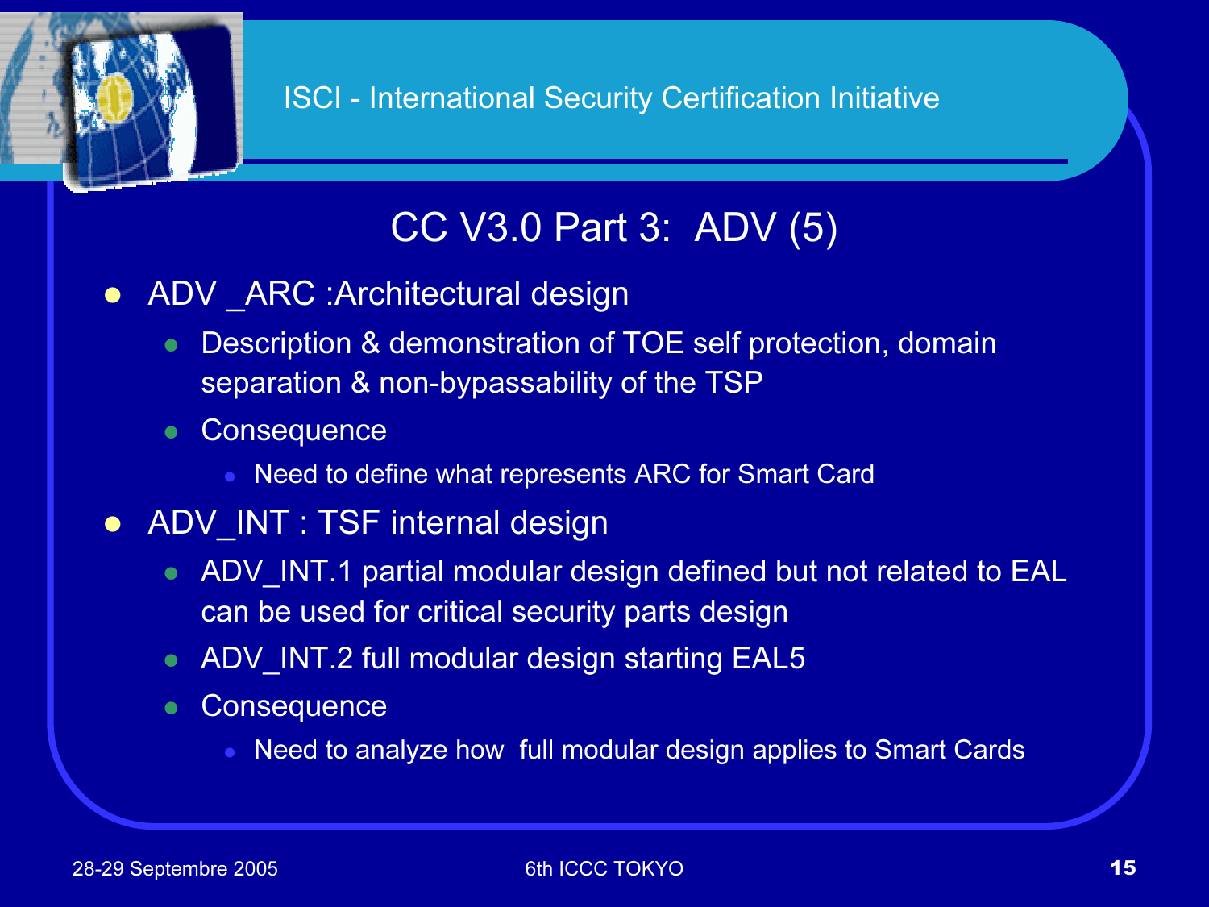# CC V3.0 Part 3: ADV (5)

- ADV _ARC :Architectural design
  - Description & demonstration of TOE self protection, domain separation & non-bypassability of the TSP
  - Consequence
    - Need to define what represents ARC for Smart Card
- ADV_INT : TSF internal design
  - ADV_INT.1 partial modular design defined but not related to EAL can be used for critical security parts design
  - ADV_INT.2 full modular design starting EAL5
  - Consequence
    - Need to analyze how full modular design applies to Smart Cards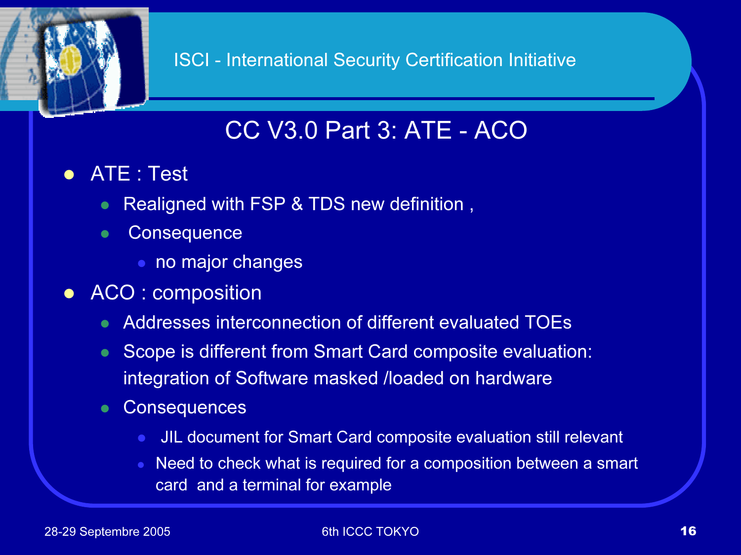# CC V3.0 Part 3: ATE - ACO

- ATE : Test
  - Realigned with FSP & TDS new definition ,
  - Consequence
    - no major changes
- ACO : composition
  - Addresses interconnection of different evaluated TOEs
  - Scope is different from Smart Card composite evaluation: integration of Software masked /loaded on hardware
  - Consequences
    - JIL document for Smart Card composite evaluation still relevant
    - Need to check what is required for a composition between a smart card and a terminal for example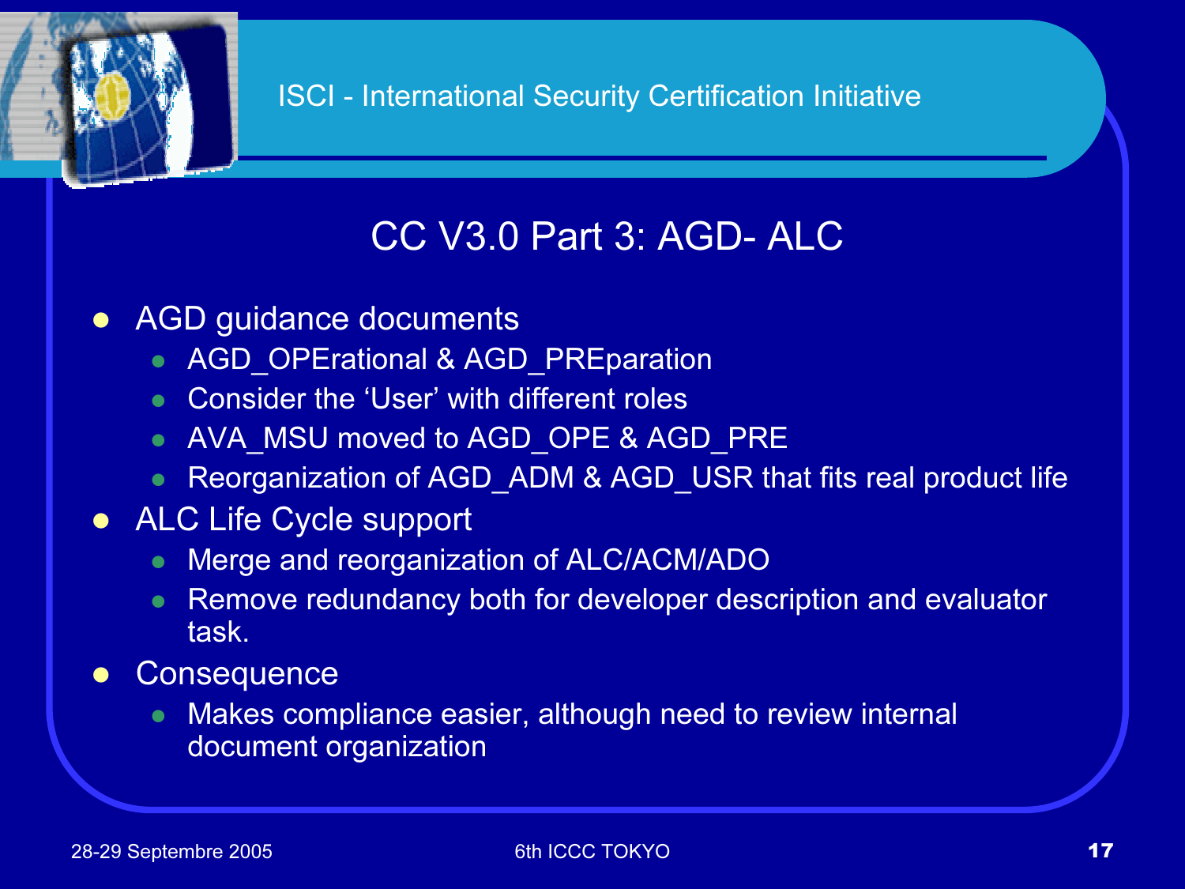# CC V3.0 Part 3: AGD- ALC

- AGD guidance documents
  - AGD_OPErational & AGD_PREparation
  - Consider the ‘User’ with different roles
  - AVA_MSU moved to AGD_OPE & AGD_PRE
  - Reorganization of AGD_ADM & AGD_USR that fits real product life
- ALC Life Cycle support
  - Merge and reorganization of ALC/ACM/ADO
  - Remove redundancy both for developer description and evaluator task.
- Consequence
  - Makes compliance easier, although need to review internal document organization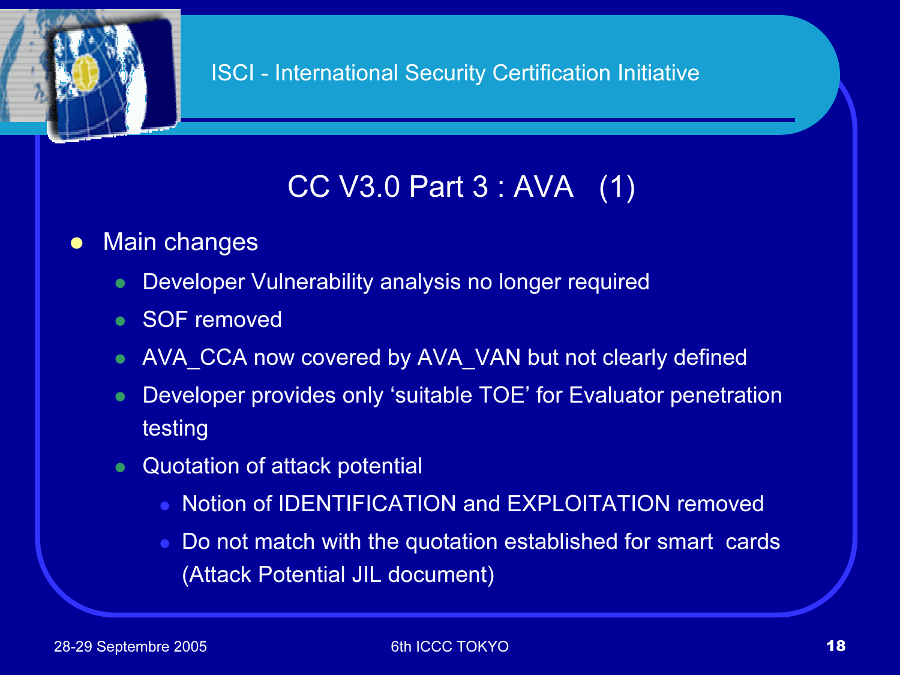# CC V3.0 Part 3 : AVA (1)

- Main changes
  - Developer Vulnerability analysis no longer required
  - SOF removed
  - AVA_CCA now covered by AVA_VAN but not clearly defined
  - Developer provides only 'suitable TOE' for Evaluator penetration testing
  - Quotation of attack potential
    - Notion of IDENTIFICATION and EXPLOITATION removed
    - Do not match with the quotation established for smart cards (Attack Potential JIL document)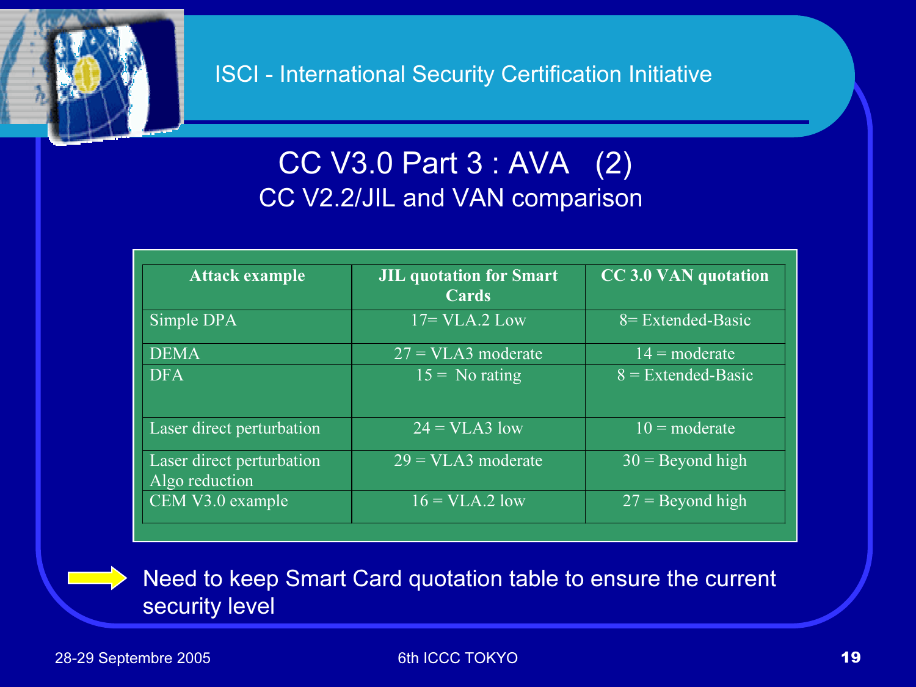# CC V3.0 Part 3 : AVA (2)

## CC V2.2/JIL and VAN comparison

| Attack example | JIL quotation for Smart Cards | CC 3.0 VAN quotation |
|---|---|---|
| Simple DPA | 17= VLA.2 Low | 8= Extended-Basic |
| DEMA | 27 = VLA3 moderate | 14 = moderate |
| DFA | 15 = No rating | 8 = Extended-Basic |
| Laser direct perturbation | 24 = VLA3 low | 10 = moderate |
| Laser direct perturbation Algo reduction | 29 = VLA3 moderate | 30 = Beyond high |
| CEM V3.0 example | 16 = VLA.2 low | 27 = Beyond high |

➡ Need to keep Smart Card quotation table to ensure the current security level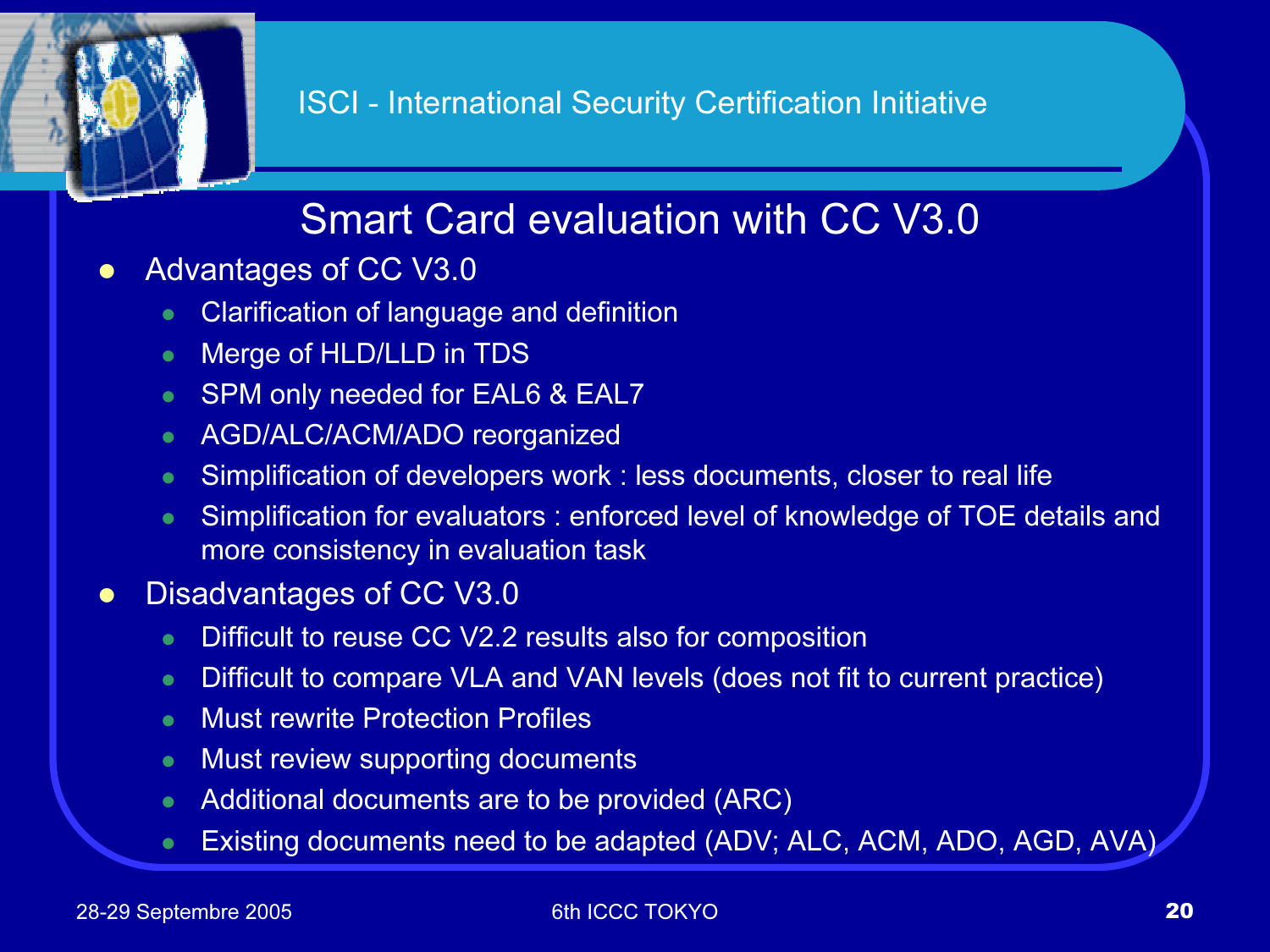## Smart Card evaluation with CC V3.0

- Advantages of CC V3.0
  - Clarification of language and definition
  - Merge of HLD/LLD in TDS
  - SPM only needed for EAL6 & EAL7
  - AGD/ALC/ACM/ADO reorganized
  - Simplification of developers work : less documents, closer to real life
  - Simplification for evaluators : enforced level of knowledge of TOE details and more consistency in evaluation task
- Disadvantages of CC V3.0
  - Difficult to reuse CC V2.2 results also for composition
  - Difficult to compare VLA and VAN levels (does not fit to current practice)
  - Must rewrite Protection Profiles
  - Must review supporting documents
  - Additional documents are to be provided (ARC)
  - Existing documents need to be adapted (ADV; ALC, ACM, ADO, AGD, AVA)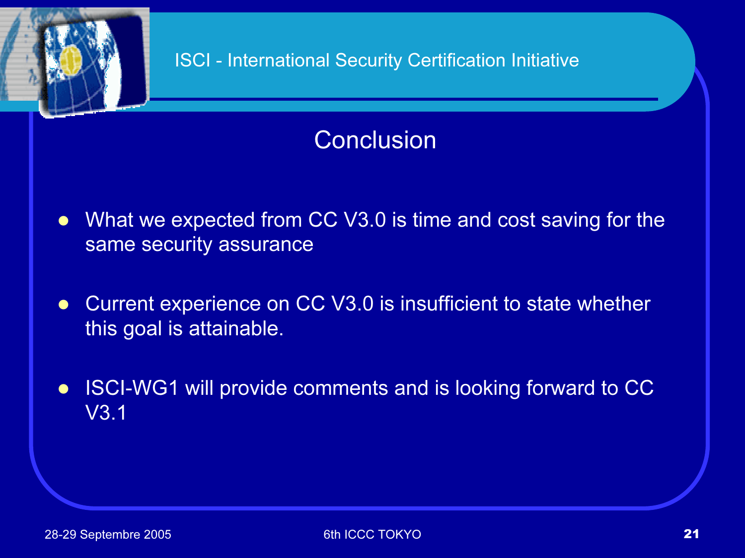# Conclusion

- What we expected from CC V3.0 is time and cost saving for the same security assurance
- Current experience on CC V3.0 is insufficient to state whether this goal is attainable.
- ISCI-WG1 will provide comments and is looking forward to CC V3.1